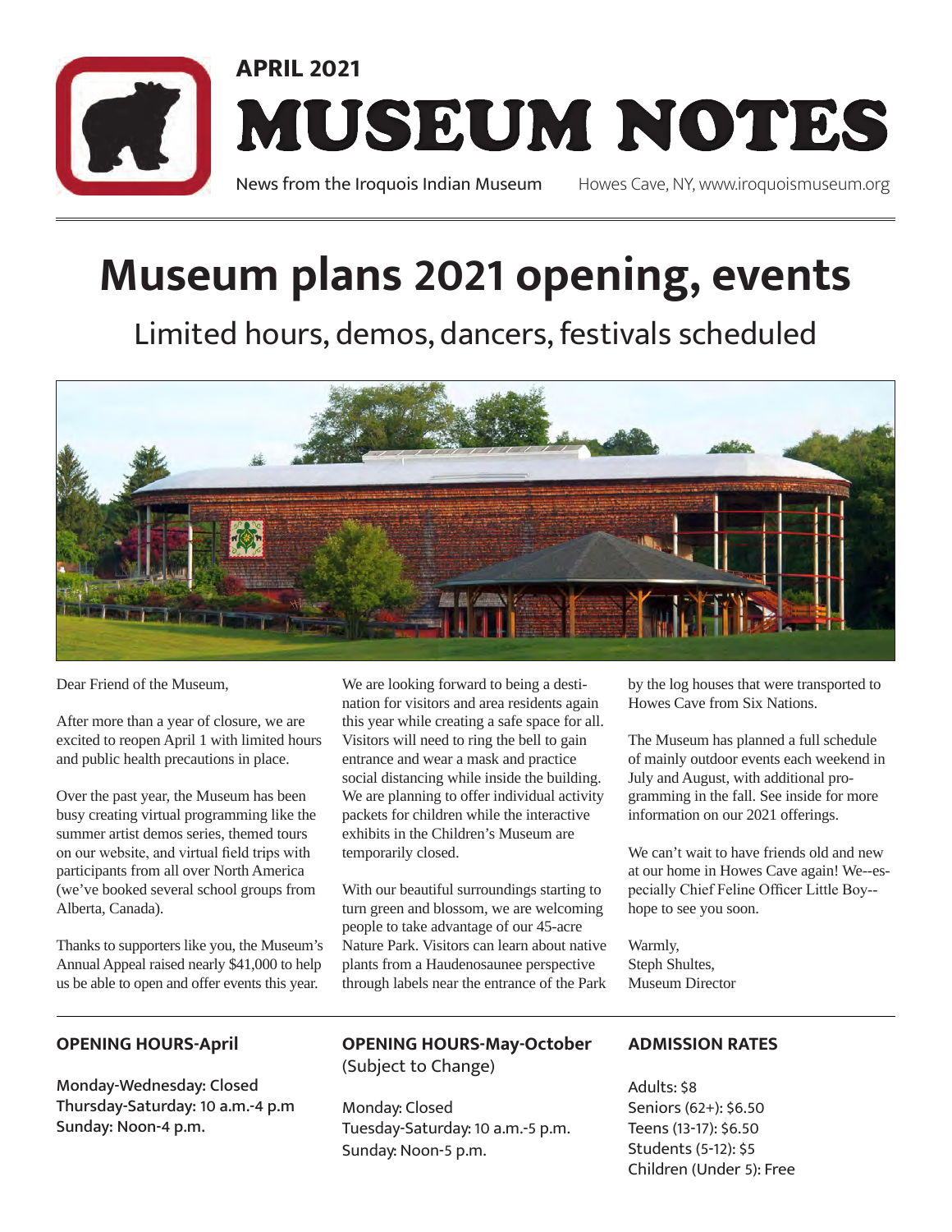APRIL 2021

# MUSEUM NOTES

News from the Iroquois Indian Museum — Howes Cave, NY, www.iroquoismuseum.org

# Museum plans 2021 opening, events

## Limited hours, demos, dancers, festivals scheduled

Dear Friend of the Museum,

After more than a year of closure, we are excited to reopen April 1 with limited hours and public health precautions in place.

Over the past year, the Museum has been busy creating virtual programming like the summer artist demos series, themed tours on our website, and virtual field trips with participants from all over North America (we've booked several school groups from Alberta, Canada).

Thanks to supporters like you, the Museum's Annual Appeal raised nearly $41,000 to help us be able to open and offer events this year.

We are looking forward to being a destination for visitors and area residents again this year while creating a safe space for all. Visitors will need to ring the bell to gain entrance and wear a mask and practice social distancing while inside the building. We are planning to offer individual activity packets for children while the interactive exhibits in the Children's Museum are temporarily closed.

With our beautiful surroundings starting to turn green and blossom, we are welcoming people to take advantage of our 45-acre Nature Park. Visitors can learn about native plants from a Haudenosaunee perspective through labels near the entrance of the Park by the log houses that were transported to Howes Cave from Six Nations.

The Museum has planned a full schedule of mainly outdoor events each weekend in July and August, with additional programming in the fall. See inside for more information on our 2021 offerings.

We can't wait to have friends old and new at our home in Howes Cave again! We--especially Chief Feline Officer Little Boy--hope to see you soon.

Warmly,
Steph Shultes,
Museum Director

### OPENING HOURS-April

**Monday-Wednesday: Closed**
**Thursday-Saturday: 10 a.m.-4 p.m**
**Sunday: Noon-4 p.m.**

### OPENING HOURS-May-October (Subject to Change)

Monday: Closed
Tuesday-Saturday: 10 a.m.-5 p.m.
Sunday: Noon-5 p.m.

### ADMISSION RATES

Adults: $8
Seniors (62+): $6.50
Teens (13-17): $6.50
Students (5-12): $5
Children (Under 5): Free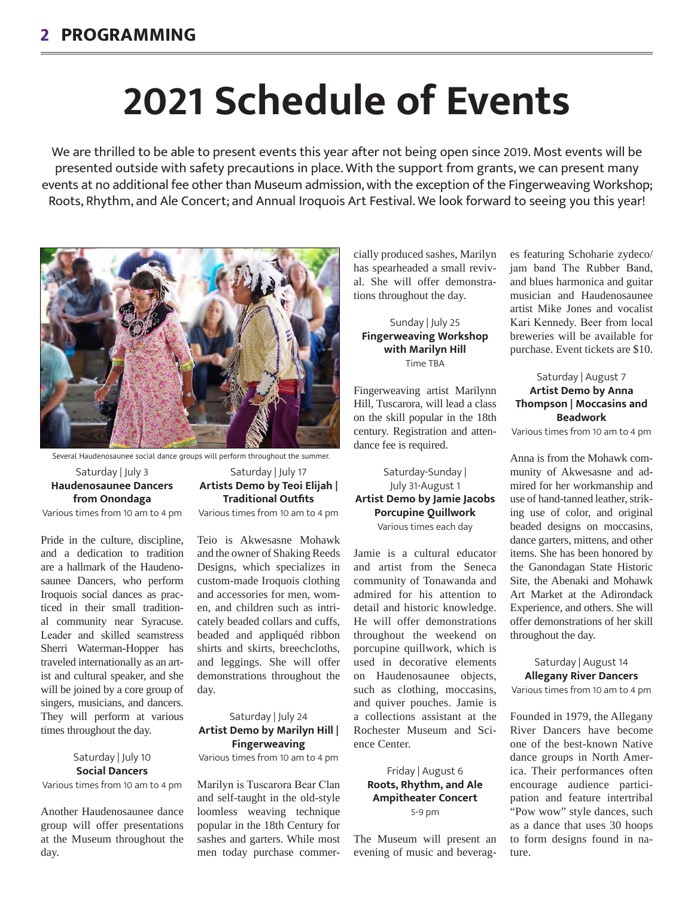# 2021 Schedule of Events

We are thrilled to be able to present events this year after not being open since 2019. Most events will be presented outside with safety precautions in place. With the support from grants, we can present many events at no additional fee other than Museum admission, with the exception of the Fingerweaving Workshop; Roots, Rhythm, and Ale Concert; and Annual Iroquois Art Festival. We look forward to seeing you this year!

Several Haudenosaunee social dance groups will perform throughout the summer.

Saturday | July 3
**Haudenosaunee Dancers from Onondaga**
Various times from 10 am to 4 pm

Pride in the culture, discipline, and a dedication to tradition are a hallmark of the Haudenosaunee Dancers, who perform Iroquois social dances as practiced in their small traditional community near Syracuse. Leader and skilled seamstress Sherri Waterman-Hopper has traveled internationally as an artist and cultural speaker, and she will be joined by a core group of singers, musicians, and dancers. They will perform at various times throughout the day.

Saturday | July 10
**Social Dancers**
Various times from 10 am to 4 pm

Another Haudenosaunee dance group will offer presentations at the Museum throughout the day.

Saturday | July 17
**Artists Demo by Teoi Elijah | Traditional Outfits**
Various times from 10 am to 4 pm

Teio is Akwesasne Mohawk and the owner of Shaking Reeds Designs, which specializes in custom-made Iroquois clothing and accessories for men, women, and children such as intricately beaded collars and cuffs, beaded and appliquéd ribbon shirts and skirts, breechcloths, and leggings. She will offer demonstrations throughout the day.

Saturday | July 24
**Artist Demo by Marilyn Hill | Fingerweaving**
Various times from 10 am to 4 pm

Marilyn is Tuscarora Bear Clan and self-taught in the old-style loomless weaving technique popular in the 18th Century for sashes and garters. While most men today purchase commercially produced sashes, Marilyn has spearheaded a small revival. She will offer demonstrations throughout the day.

Sunday | July 25
**Fingerweaving Workshop with Marilyn Hill**
Time TBA

Fingerweaving artist Marilynn Hill, Tuscarora, will lead a class on the skill popular in the 18th century. Registration and attendance fee is required.

Saturday-Sunday | July 31-August 1
**Artist Demo by Jamie Jacobs Porcupine Quillwork**
Various times each day

Jamie is a cultural educator and artist from the Seneca community of Tonawanda and admired for his attention to detail and historic knowledge. He will offer demonstrations throughout the weekend on porcupine quillwork, which is used in decorative elements on Haudenosaunee objects, such as clothing, moccasins, and quiver pouches. Jamie is a collections assistant at the Rochester Museum and Science Center.

Friday | August 6
**Roots, Rhythm, and Ale Ampitheater Concert**
5-9 pm

The Museum will present an evening of music and beverages featuring Schoharie zydeco/jam band The Rubber Band, and blues harmonica and guitar musician and Haudenosaunee artist Mike Jones and vocalist Kari Kennedy. Beer from local breweries will be available for purchase. Event tickets are $10.

Saturday | August 7
**Artist Demo by Anna Thompson | Moccasins and Beadwork**
Various times from 10 am to 4 pm

Anna is from the Mohawk community of Akwesasne and admired for her workmanship and use of hand-tanned leather, striking use of color, and original beaded designs on moccasins, dance garters, mittens, and other items. She has been honored by the Ganondagan State Historic Site, the Abenaki and Mohawk Art Market at the Adirondack Experience, and others. She will offer demonstrations of her skill throughout the day.

Saturday | August 14
**Allegany River Dancers**
Various times from 10 am to 4 pm

Founded in 1979, the Allegany River Dancers have become one of the best-known Native dance groups in North America. Their performances often encourage audience participation and feature intertribal "Pow wow" style dances, such as a dance that uses 30 hoops to form designs found in nature.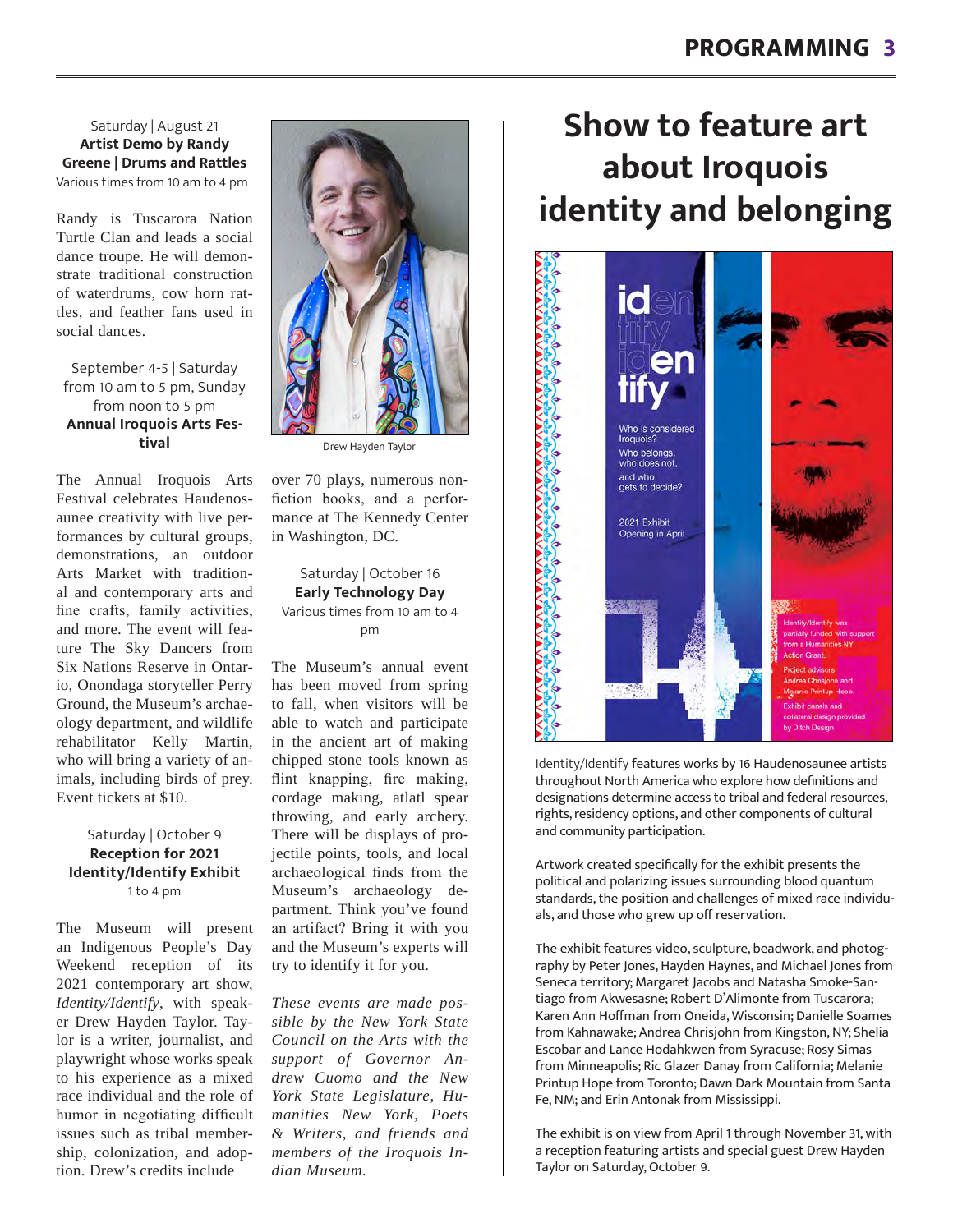Saturday | August 21
**Artist Demo by Randy Greene | Drums and Rattles**
Various times from 10 am to 4 pm

Randy is Tuscarora Nation Turtle Clan and leads a social dance troupe. He will demonstrate traditional construction of waterdrums, cow horn rattles, and feather fans used in social dances.

September 4-5 | Saturday from 10 am to 5 pm, Sunday from noon to 5 pm
**Annual Iroquois Arts Festival**

The Annual Iroquois Arts Festival celebrates Haudenosaunee creativity with live performances by cultural groups, demonstrations, an outdoor Arts Market with traditional and contemporary arts and fine crafts, family activities, and more. The event will feature The Sky Dancers from Six Nations Reserve in Ontario, Onondaga storyteller Perry Ground, the Museum's archaeology department, and wildlife rehabilitator Kelly Martin, who will bring a variety of animals, including birds of prey. Event tickets at $10.

Saturday | October 9
**Reception for 2021 Identity/Identify Exhibit**
1 to 4 pm

The Museum will present an Indigenous People's Day Weekend reception of its 2021 contemporary art show, *Identity/Identify*, with speaker Drew Hayden Taylor. Taylor is a writer, journalist, and playwright whose works speak to his experience as a mixed race individual and the role of humor in negotiating difficult issues such as tribal membership, colonization, and adoption. Drew's credits include over 70 plays, numerous nonfiction books, and a performance at The Kennedy Center in Washington, DC.

Drew Hayden Taylor

Saturday | October 16
**Early Technology Day**
Various times from 10 am to 4 pm

The Museum's annual event has been moved from spring to fall, when visitors will be able to watch and participate in the ancient art of making chipped stone tools known as flint knapping, fire making, cordage making, atlatl spear throwing, and early archery. There will be displays of projectile points, tools, and local archaeological finds from the Museum's archaeology department. Think you've found an artifact? Bring it with you and the Museum's experts will try to identify it for you.

*These events are made possible by the New York State Council on the Arts with the support of Governor Andrew Cuomo and the New York State Legislature, Humanities New York, Poets & Writers, and friends and members of the Iroquois Indian Museum.*

# Show to feature art about Iroquois identity and belonging

*Identity/Identify* features works by 16 Haudenosaunee artists throughout North America who explore how definitions and designations determine access to tribal and federal resources, rights, residency options, and other components of cultural and community participation.

Artwork created specifically for the exhibit presents the political and polarizing issues surrounding blood quantum standards, the position and challenges of mixed race individuals, and those who grew up off reservation.

The exhibit features video, sculpture, beadwork, and photography by Peter Jones, Hayden Haynes, and Michael Jones from Seneca territory; Margaret Jacobs and Natasha Smoke-Santiago from Akwesasne; Robert D'Alimonte from Tuscarora; Karen Ann Hoffman from Oneida, Wisconsin; Danielle Soames from Kahnawake; Andrea Chrisjohn from Kingston, NY; Shelia Escobar and Lance Hodahkwen from Syracuse; Rosy Simas from Minneapolis; Ric Glazer Danay from California; Melanie Printup Hope from Toronto; Dawn Dark Mountain from Santa Fe, NM; and Erin Antonak from Mississippi.

The exhibit is on view from April 1 through November 31, with a reception featuring artists and special guest Drew Hayden Taylor on Saturday, October 9.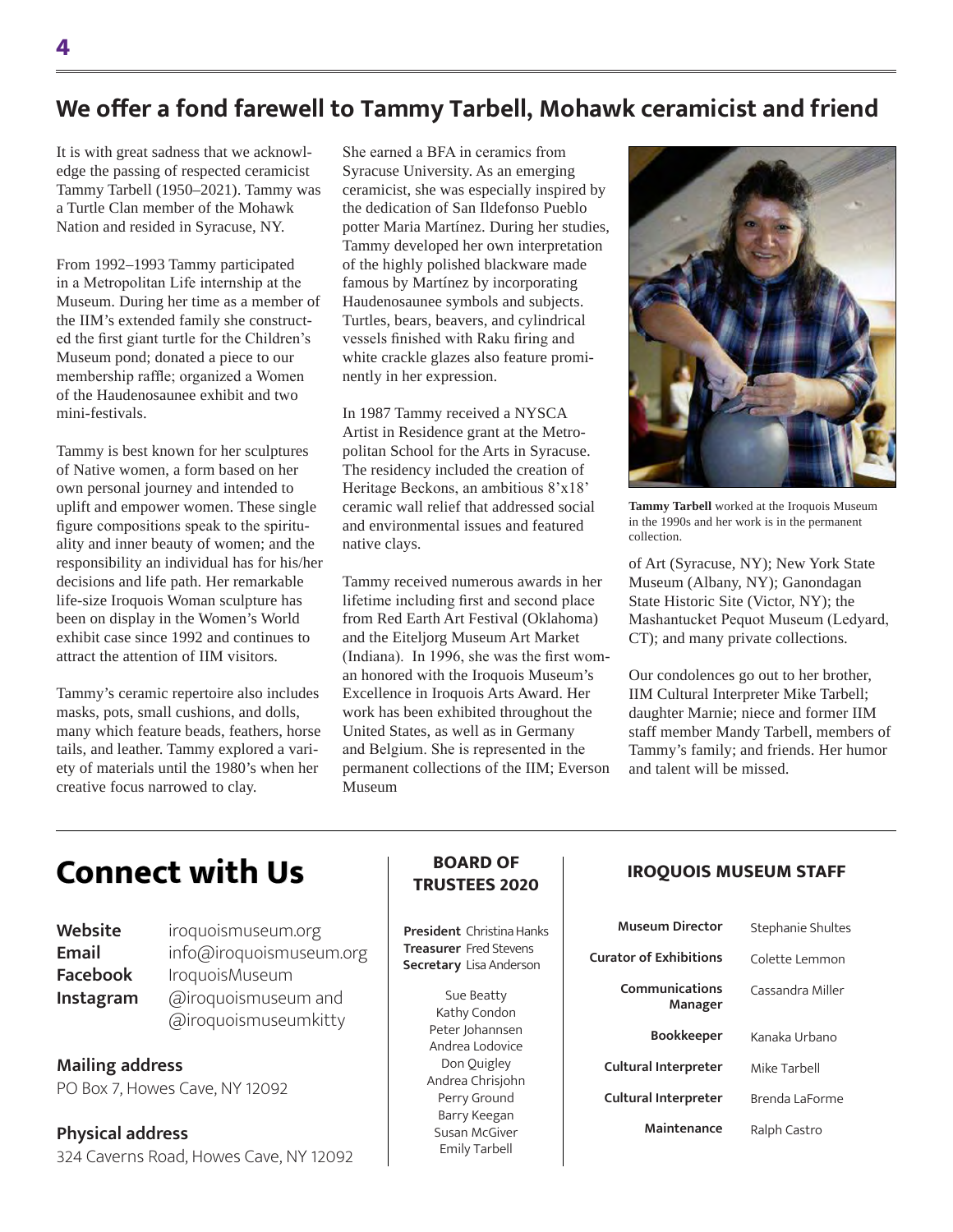## We offer a fond farewell to Tammy Tarbell, Mohawk ceramicist and friend

It is with great sadness that we acknowledge the passing of respected ceramicist Tammy Tarbell (1950–2021). Tammy was a Turtle Clan member of the Mohawk Nation and resided in Syracuse, NY.

From 1992–1993 Tammy participated in a Metropolitan Life internship at the Museum. During her time as a member of the IIM's extended family she constructed the first giant turtle for the Children's Museum pond; donated a piece to our membership raffle; organized a Women of the Haudenosaunee exhibit and two mini-festivals.

Tammy is best known for her sculptures of Native women, a form based on her own personal journey and intended to uplift and empower women. These single figure compositions speak to the spirituality and inner beauty of women; and the responsibility an individual has for his/her decisions and life path. Her remarkable life-size Iroquois Woman sculpture has been on display in the Women's World exhibit case since 1992 and continues to attract the attention of IIM visitors.

Tammy's ceramic repertoire also includes masks, pots, small cushions, and dolls, many which feature beads, feathers, horse tails, and leather. Tammy explored a variety of materials until the 1980's when her creative focus narrowed to clay.

She earned a BFA in ceramics from Syracuse University. As an emerging ceramicist, she was especially inspired by the dedication of San Ildefonso Pueblo potter Maria Martínez. During her studies, Tammy developed her own interpretation of the highly polished blackware made famous by Martínez by incorporating Haudenosaunee symbols and subjects. Turtles, bears, beavers, and cylindrical vessels finished with Raku firing and white crackle glazes also feature prominently in her expression.

In 1987 Tammy received a NYSCA Artist in Residence grant at the Metropolitan School for the Arts in Syracuse. The residency included the creation of Heritage Beckons, an ambitious 8'x18' ceramic wall relief that addressed social and environmental issues and featured native clays.

Tammy received numerous awards in her lifetime including first and second place from Red Earth Art Festival (Oklahoma) and the Eiteljorg Museum Art Market (Indiana). In 1996, she was the first woman honored with the Iroquois Museum's Excellence in Iroquois Arts Award. Her work has been exhibited throughout the United States, as well as in Germany and Belgium. She is represented in the permanent collections of the IIM; Everson Museum of Art (Syracuse, NY); New York State Museum (Albany, NY); Ganondagan State Historic Site (Victor, NY); the Mashantucket Pequot Museum (Ledyard, CT); and many private collections.

**Tammy Tarbell** worked at the Iroquois Museum in the 1990s and her work is in the permanent collection.

Our condolences go out to her brother, IIM Cultural Interpreter Mike Tarbell; daughter Marnie; niece and former IIM staff member Mandy Tarbell, members of Tammy's family; and friends. Her humor and talent will be missed.

# Connect with Us

**Website** iroquoismuseum.org
**Email** info@iroquoismuseum.org
**Facebook** IroquoisMuseum
**Instagram** @iroquoismuseum and @iroquoismuseumkitty

### Mailing address

PO Box 7, Howes Cave, NY 12092

### Physical address

324 Caverns Road, Howes Cave, NY 12092

### BOARD OF TRUSTEES 2020

**President** Christina Hanks
**Treasurer** Fred Stevens
**Secretary** Lisa Anderson

Sue Beatty
Kathy Condon
Peter Johannsen
Andrea Lodovice
Don Quigley
Andrea Chrisjohn
Perry Ground
Barry Keegan
Susan McGiver
Emily Tarbell

### IROQUOIS MUSEUM STAFF

| | |
|---|---|
| **Museum Director** | Stephanie Shultes |
| **Curator of Exhibitions** | Colette Lemmon |
| **Communications Manager** | Cassandra Miller |
| **Bookkeeper** | Kanaka Urbano |
| **Cultural Interpreter** | Mike Tarbell |
| **Cultural Interpreter** | Brenda LaForme |
| **Maintenance** | Ralph Castro |